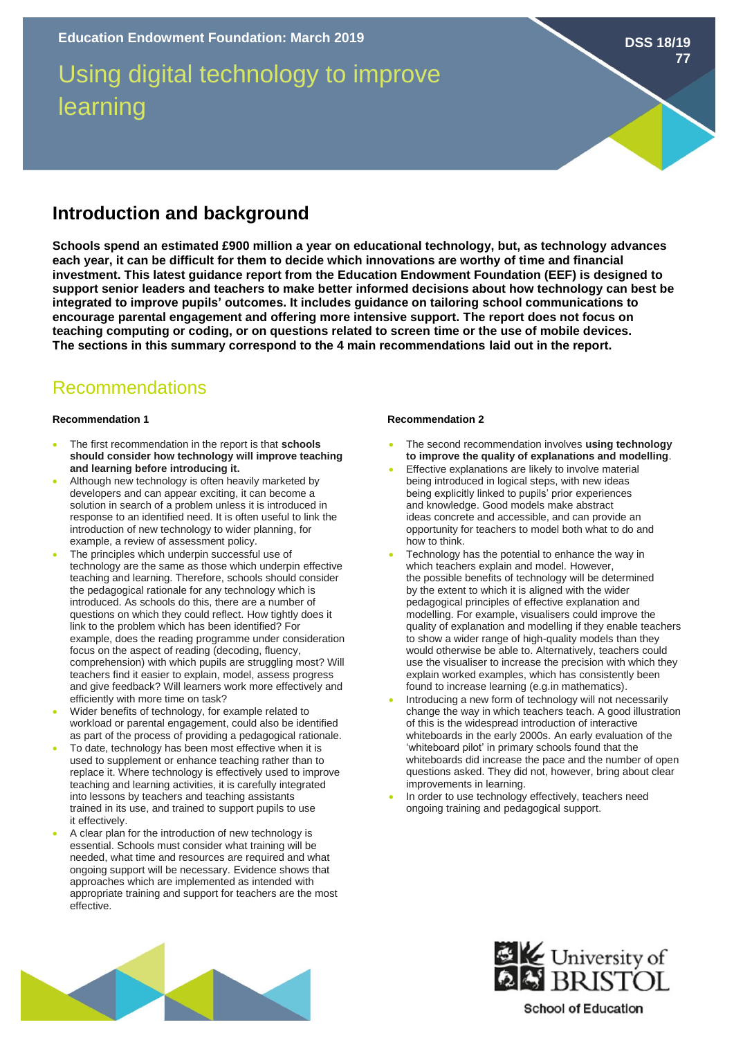Education Endowment Foundation: March 2019

DSS 18/19 77

# Using digital technology to improve learning

## Introduction and background

**Schools spend an estimated £900 million a year on educational technology, but, as technology advances each year, it can be difficult for them to decide which innovations are worthy of time and financial investment. This latest guidance report from the Education Endowment Foundation (EEF) is designed to support senior leaders and teachers to make better informed decisions about how technology can best be integrated to improve pupils' outcomes. It includes guidance on tailoring school communications to encourage parental engagement and offering more intensive support. The report does not focus on teaching computing or coding, or on questions related to screen time or the use of mobile devices. The sections in this summary correspond to the 4 main recommendations laid out in the report.**

## Recommendations

#### Recommendation 1

- The first recommendation in the report is that **schools should consider how technology will improve teaching and learning before introducing it.**
- Although new technology is often heavily marketed by developers and can appear exciting, it can become a solution in search of a problem unless it is introduced in response to an identified need. It is often useful to link the introduction of new technology to wider planning, for example, a review of assessment policy.
- The principles which underpin successful use of technology are the same as those which underpin effective teaching and learning. Therefore, schools should consider the pedagogical rationale for any technology which is introduced. As schools do this, there are a number of questions on which they could reflect. How tightly does it link to the problem which has been identified? For example, does the reading programme under consideration focus on the aspect of reading (decoding, fluency, comprehension) with which pupils are struggling most? Will teachers find it easier to explain, model, assess progress and give feedback? Will learners work more effectively and efficiently with more time on task?
- Wider benefits of technology, for example related to workload or parental engagement, could also be identified as part of the process of providing a pedagogical rationale.
- To date, technology has been most effective when it is used to supplement or enhance teaching rather than to replace it. Where technology is effectively used to improve teaching and learning activities, it is carefully integrated into lessons by teachers and teaching assistants trained in its use, and trained to support pupils to use it effectively.
- A clear plan for the introduction of new technology is essential. Schools must consider what training will be needed, what time and resources are required and what ongoing support will be necessary. Evidence shows that approaches which are implemented as intended with appropriate training and support for teachers are the most effective.

#### Recommendation 2

- The second recommendation involves **using technology to improve the quality of explanations and modelling**.
- Effective explanations are likely to involve material being introduced in logical steps, with new ideas being explicitly linked to pupils' prior experiences and knowledge. Good models make abstract ideas concrete and accessible, and can provide an opportunity for teachers to model both what to do and how to think.
- Technology has the potential to enhance the way in which teachers explain and model. However, the possible benefits of technology will be determined by the extent to which it is aligned with the wider pedagogical principles of effective explanation and modelling. For example, visualisers could improve the quality of explanation and modelling if they enable teachers to show a wider range of high-quality models than they would otherwise be able to. Alternatively, teachers could use the visualiser to increase the precision with which they explain worked examples, which has consistently been found to increase learning (e.g.in mathematics).
- Introducing a new form of technology will not necessarily change the way in which teachers teach. A good illustration of this is the widespread introduction of interactive whiteboards in the early 2000s. An early evaluation of the 'whiteboard pilot' in primary schools found that the whiteboards did increase the pace and the number of open questions asked. They did not, however, bring about clear improvements in learning.
- In order to use technology effectively, teachers need ongoing training and pedagogical support.

University of BRISTOL
School of Education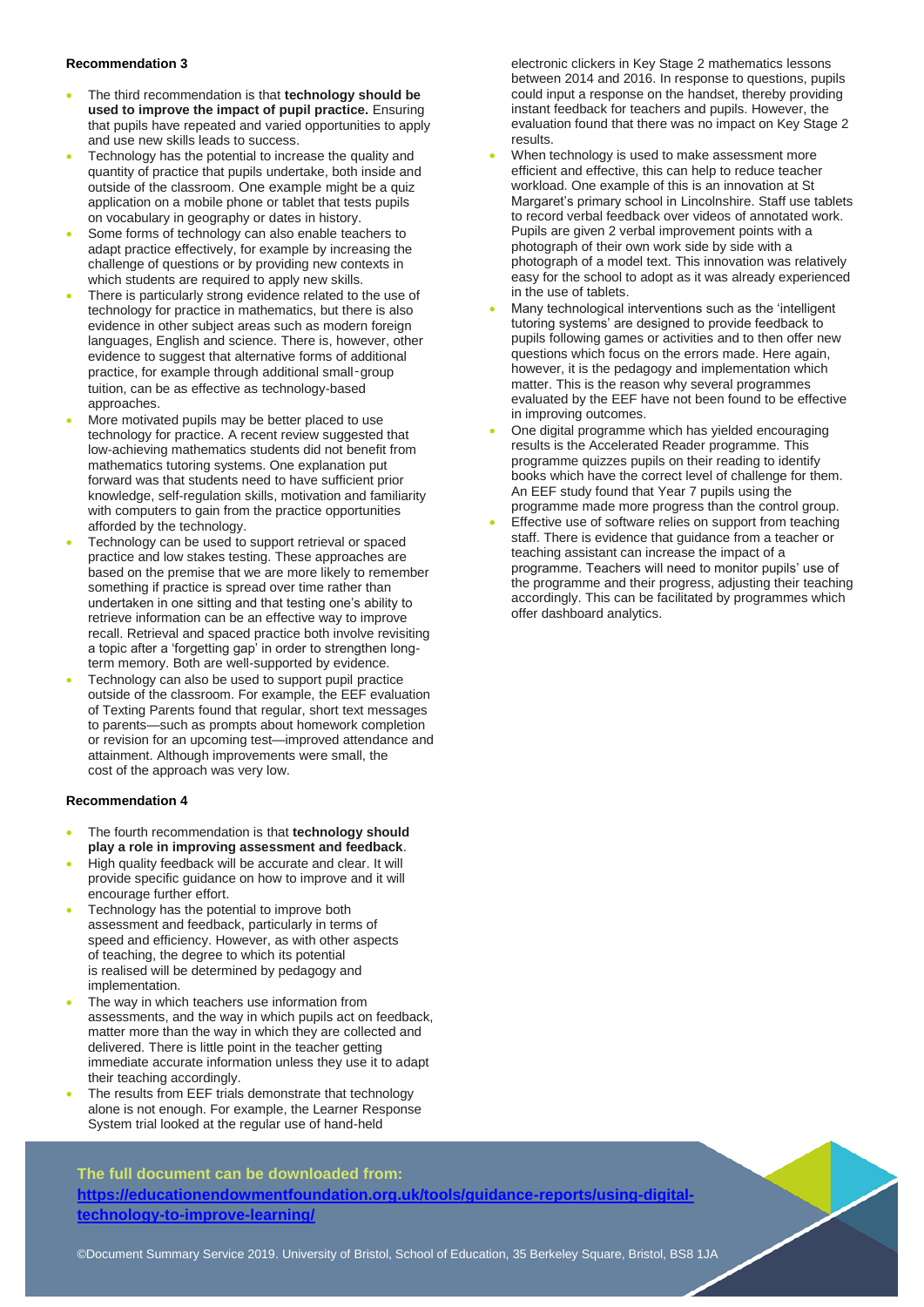**Recommendation 3**

- The third recommendation is that **technology should be used to improve the impact of pupil practice.** Ensuring that pupils have repeated and varied opportunities to apply and use new skills leads to success.
- Technology has the potential to increase the quality and quantity of practice that pupils undertake, both inside and outside of the classroom. One example might be a quiz application on a mobile phone or tablet that tests pupils on vocabulary in geography or dates in history.
- Some forms of technology can also enable teachers to adapt practice effectively, for example by increasing the challenge of questions or by providing new contexts in which students are required to apply new skills.
- There is particularly strong evidence related to the use of technology for practice in mathematics, but there is also evidence in other subject areas such as modern foreign languages, English and science. There is, however, other evidence to suggest that alternative forms of additional practice, for example through additional small-group tuition, can be as effective as technology-based approaches.
- More motivated pupils may be better placed to use technology for practice. A recent review suggested that low-achieving mathematics students did not benefit from mathematics tutoring systems. One explanation put forward was that students need to have sufficient prior knowledge, self-regulation skills, motivation and familiarity with computers to gain from the practice opportunities afforded by the technology.
- Technology can be used to support retrieval or spaced practice and low stakes testing. These approaches are based on the premise that we are more likely to remember something if practice is spread over time rather than undertaken in one sitting and that testing one's ability to retrieve information can be an effective way to improve recall. Retrieval and spaced practice both involve revisiting a topic after a 'forgetting gap' in order to strengthen long-term memory. Both are well-supported by evidence.
- Technology can also be used to support pupil practice outside of the classroom. For example, the EEF evaluation of Texting Parents found that regular, short text messages to parents—such as prompts about homework completion or revision for an upcoming test—improved attendance and attainment. Although improvements were small, the cost of the approach was very low.

**Recommendation 4**

- The fourth recommendation is that **technology should play a role in improving assessment and feedback**.
- High quality feedback will be accurate and clear. It will provide specific guidance on how to improve and it will encourage further effort.
- Technology has the potential to improve both assessment and feedback, particularly in terms of speed and efficiency. However, as with other aspects of teaching, the degree to which its potential is realised will be determined by pedagogy and implementation.
- The way in which teachers use information from assessments, and the way in which pupils act on feedback, matter more than the way in which they are collected and delivered. There is little point in the teacher getting immediate accurate information unless they use it to adapt their teaching accordingly.
- The results from EEF trials demonstrate that technology alone is not enough. For example, the Learner Response System trial looked at the regular use of hand-held electronic clickers in Key Stage 2 mathematics lessons between 2014 and 2016. In response to questions, pupils could input a response on the handset, thereby providing instant feedback for teachers and pupils. However, the evaluation found that there was no impact on Key Stage 2 results.
- When technology is used to make assessment more efficient and effective, this can help to reduce teacher workload. One example of this is an innovation at St Margaret's primary school in Lincolnshire. Staff use tablets to record verbal feedback over videos of annotated work. Pupils are given 2 verbal improvement points with a photograph of their own work side by side with a photograph of a model text. This innovation was relatively easy for the school to adopt as it was already experienced in the use of tablets.
- Many technological interventions such as the 'intelligent tutoring systems' are designed to provide feedback to pupils following games or activities and to then offer new questions which focus on the errors made. Here again, however, it is the pedagogy and implementation which matter. This is the reason why several programmes evaluated by the EEF have not been found to be effective in improving outcomes.
- One digital programme which has yielded encouraging results is the Accelerated Reader programme. This programme quizzes pupils on their reading to identify books which have the correct level of challenge for them. An EEF study found that Year 7 pupils using the programme made more progress than the control group.
- Effective use of software relies on support from teaching staff. There is evidence that guidance from a teacher or teaching assistant can increase the impact of a programme. Teachers will need to monitor pupils' use of the programme and their progress, adjusting their teaching accordingly. This can be facilitated by programmes which offer dashboard analytics.

**The full document can be downloaded from:**
[https://educationendowmentfoundation.org.uk/tools/guidance-reports/using-digital-technology-to-improve-learning/](https://educationendowmentfoundation.org.uk/tools/guidance-reports/using-digital-technology-to-improve-learning/)

©Document Summary Service 2019. University of Bristol, School of Education, 35 Berkeley Square, Bristol, BS8 1JA